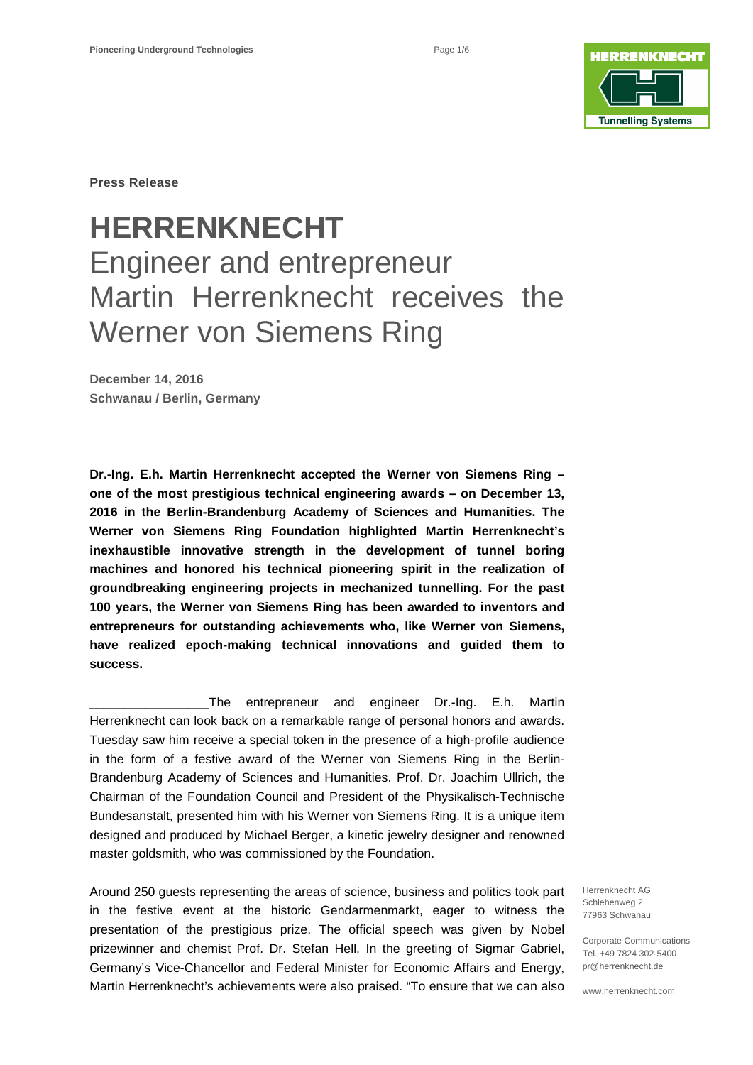**Press Release**

# HERRENKNECHT

## Engineer and entrepreneur Martin Herrenknecht receives the Werner von Siemens Ring

**December 14, 2016**
**Schwanau / Berlin, Germany**

**Dr.-Ing. E.h. Martin Herrenknecht accepted the Werner von Siemens Ring – one of the most prestigious technical engineering awards – on December 13, 2016 in the Berlin-Brandenburg Academy of Sciences and Humanities. The Werner von Siemens Ring Foundation highlighted Martin Herrenknecht's inexhaustible innovative strength in the development of tunnel boring machines and honored his technical pioneering spirit in the realization of groundbreaking engineering projects in mechanized tunnelling. For the past 100 years, the Werner von Siemens Ring has been awarded to inventors and entrepreneurs for outstanding achievements who, like Werner von Siemens, have realized epoch-making technical innovations and guided them to success.**

The entrepreneur and engineer Dr.-Ing. E.h. Martin Herrenknecht can look back on a remarkable range of personal honors and awards. Tuesday saw him receive a special token in the presence of a high-profile audience in the form of a festive award of the Werner von Siemens Ring in the Berlin-Brandenburg Academy of Sciences and Humanities. Prof. Dr. Joachim Ullrich, the Chairman of the Foundation Council and President of the Physikalisch-Technische Bundesanstalt, presented him with his Werner von Siemens Ring. It is a unique item designed and produced by Michael Berger, a kinetic jewelry designer and renowned master goldsmith, who was commissioned by the Foundation.

Around 250 guests representing the areas of science, business and politics took part in the festive event at the historic Gendarmenmarkt, eager to witness the presentation of the prestigious prize. The official speech was given by Nobel prizewinner and chemist Prof. Dr. Stefan Hell. In the greeting of Sigmar Gabriel, Germany's Vice-Chancellor and Federal Minister for Economic Affairs and Energy, Martin Herrenknecht's achievements were also praised. "To ensure that we can also

Herrenknecht AG
Schlehenweg 2
77963 Schwanau

Corporate Communications
Tel. +49 7824 302-5400
pr@herrenknecht.de

www.herrenknecht.com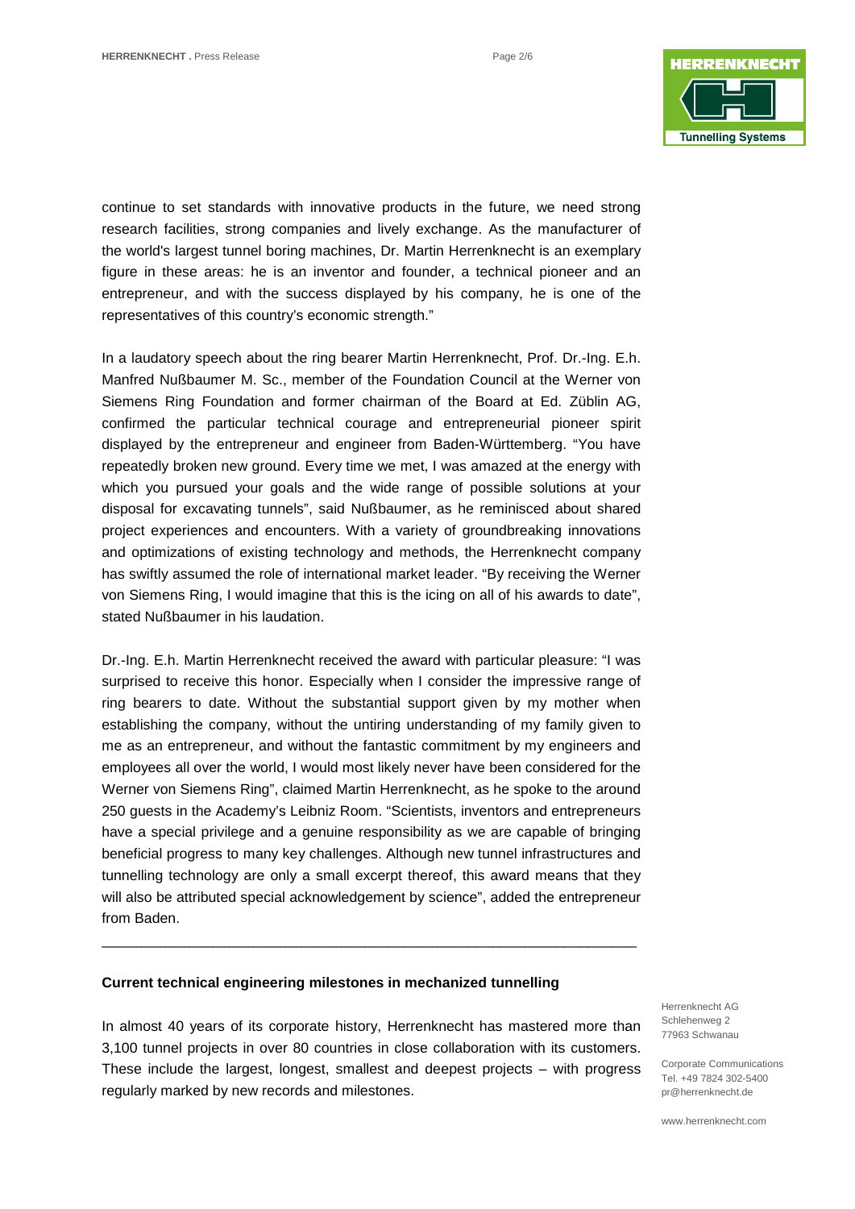continue to set standards with innovative products in the future, we need strong research facilities, strong companies and lively exchange. As the manufacturer of the world's largest tunnel boring machines, Dr. Martin Herrenknecht is an exemplary figure in these areas: he is an inventor and founder, a technical pioneer and an entrepreneur, and with the success displayed by his company, he is one of the representatives of this country's economic strength."

In a laudatory speech about the ring bearer Martin Herrenknecht, Prof. Dr.-Ing. E.h. Manfred Nußbaumer M. Sc., member of the Foundation Council at the Werner von Siemens Ring Foundation and former chairman of the Board at Ed. Züblin AG, confirmed the particular technical courage and entrepreneurial pioneer spirit displayed by the entrepreneur and engineer from Baden-Württemberg. "You have repeatedly broken new ground. Every time we met, I was amazed at the energy with which you pursued your goals and the wide range of possible solutions at your disposal for excavating tunnels", said Nußbaumer, as he reminisced about shared project experiences and encounters. With a variety of groundbreaking innovations and optimizations of existing technology and methods, the Herrenknecht company has swiftly assumed the role of international market leader. "By receiving the Werner von Siemens Ring, I would imagine that this is the icing on all of his awards to date", stated Nußbaumer in his laudation.

Dr.-Ing. E.h. Martin Herrenknecht received the award with particular pleasure: "I was surprised to receive this honor. Especially when I consider the impressive range of ring bearers to date. Without the substantial support given by my mother when establishing the company, without the untiring understanding of my family given to me as an entrepreneur, and without the fantastic commitment by my engineers and employees all over the world, I would most likely never have been considered for the Werner von Siemens Ring", claimed Martin Herrenknecht, as he spoke to the around 250 guests in the Academy's Leibniz Room. "Scientists, inventors and entrepreneurs have a special privilege and a genuine responsibility as we are capable of bringing beneficial progress to many key challenges. Although new tunnel infrastructures and tunnelling technology are only a small excerpt thereof, this award means that they will also be attributed special acknowledgement by science", added the entrepreneur from Baden.

---

**Current technical engineering milestones in mechanized tunnelling**

In almost 40 years of its corporate history, Herrenknecht has mastered more than 3,100 tunnel projects in over 80 countries in close collaboration with its customers. These include the largest, longest, smallest and deepest projects – with progress regularly marked by new records and milestones.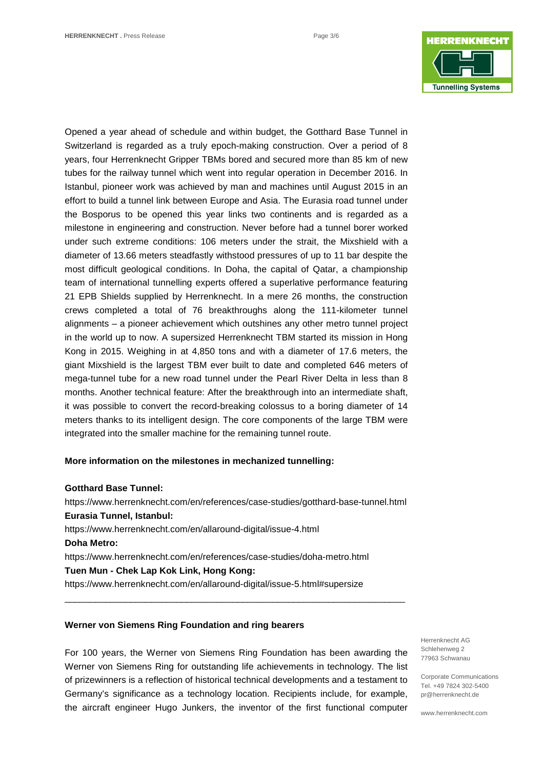Opened a year ahead of schedule and within budget, the Gotthard Base Tunnel in Switzerland is regarded as a truly epoch-making construction. Over a period of 8 years, four Herrenknecht Gripper TBMs bored and secured more than 85 km of new tubes for the railway tunnel which went into regular operation in December 2016. In Istanbul, pioneer work was achieved by man and machines until August 2015 in an effort to build a tunnel link between Europe and Asia. The Eurasia road tunnel under the Bosporus to be opened this year links two continents and is regarded as a milestone in engineering and construction. Never before had a tunnel borer worked under such extreme conditions: 106 meters under the strait, the Mixshield with a diameter of 13.66 meters steadfastly withstood pressures of up to 11 bar despite the most difficult geological conditions. In Doha, the capital of Qatar, a championship team of international tunnelling experts offered a superlative performance featuring 21 EPB Shields supplied by Herrenknecht. In a mere 26 months, the construction crews completed a total of 76 breakthroughs along the 111-kilometer tunnel alignments – a pioneer achievement which outshines any other metro tunnel project in the world up to now. A supersized Herrenknecht TBM started its mission in Hong Kong in 2015. Weighing in at 4,850 tons and with a diameter of 17.6 meters, the giant Mixshield is the largest TBM ever built to date and completed 646 meters of mega-tunnel tube for a new road tunnel under the Pearl River Delta in less than 8 months. Another technical feature: After the breakthrough into an intermediate shaft, it was possible to convert the record-breaking colossus to a boring diameter of 14 meters thanks to its intelligent design. The core components of the large TBM were integrated into the smaller machine for the remaining tunnel route.

**More information on the milestones in mechanized tunnelling:**

**Gotthard Base Tunnel:**
https://www.herrenknecht.com/en/references/case-studies/gotthard-base-tunnel.html
**Eurasia Tunnel, Istanbul:**
https://www.herrenknecht.com/en/allaround-digital/issue-4.html
**Doha Metro:**
https://www.herrenknecht.com/en/references/case-studies/doha-metro.html
**Tuen Mun - Chek Lap Kok Link, Hong Kong:**
https://www.herrenknecht.com/en/allaround-digital/issue-5.html#supersize

---

**Werner von Siemens Ring Foundation and ring bearers**

For 100 years, the Werner von Siemens Ring Foundation has been awarding the Werner von Siemens Ring for outstanding life achievements in technology. The list of prizewinners is a reflection of historical technical developments and a testament to Germany's significance as a technology location. Recipients include, for example, the aircraft engineer Hugo Junkers, the inventor of the first functional computer

Herrenknecht AG
Schlehenweg 2
77963 Schwanau

Corporate Communications
Tel. +49 7824 302-5400
pr@herrenknecht.de

www.herrenknecht.com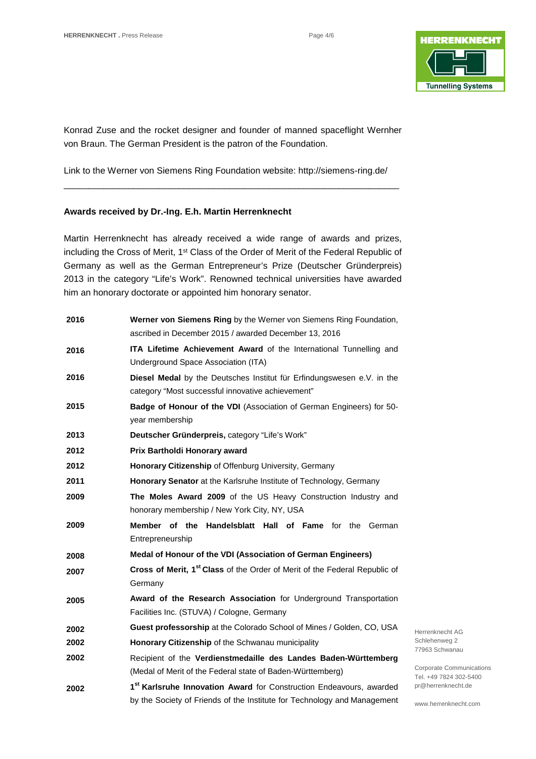Konrad Zuse and the rocket designer and founder of manned spaceflight Wernher von Braun. The German President is the patron of the Foundation.

Link to the Werner von Siemens Ring Foundation website: http://siemens-ring.de/

---

**Awards received by Dr.-Ing. E.h. Martin Herrenknecht**

Martin Herrenknecht has already received a wide range of awards and prizes, including the Cross of Merit, 1st Class of the Order of Merit of the Federal Republic of Germany as well as the German Entrepreneur's Prize (Deutscher Gründerpreis) 2013 in the category "Life's Work". Renowned technical universities have awarded him an honorary doctorate or appointed him honorary senator.

| | |
|---|---|
| 2016 | **Werner von Siemens Ring** by the Werner von Siemens Ring Foundation, ascribed in December 2015 / awarded December 13, 2016 |
| 2016 | **ITA Lifetime Achievement Award** of the International Tunnelling and Underground Space Association (ITA) |
| 2016 | **Diesel Medal** by the Deutsches Institut für Erfindungswesen e.V. in the category "Most successful innovative achievement" |
| 2015 | **Badge of Honour of the VDI** (Association of German Engineers) for 50-year membership |
| 2013 | **Deutscher Gründerpreis,** category "Life's Work" |
| 2012 | **Prix Bartholdi Honorary award** |
| 2012 | **Honorary Citizenship** of Offenburg University, Germany |
| 2011 | **Honorary Senator** at the Karlsruhe Institute of Technology, Germany |
| 2009 | **The Moles Award 2009** of the US Heavy Construction Industry and honorary membership / New York City, NY, USA |
| 2009 | **Member of the Handelsblatt Hall of Fame** for the German Entrepreneurship |
| 2008 | **Medal of Honour of the VDI (Association of German Engineers)** |
| 2007 | **Cross of Merit, 1st Class** of the Order of Merit of the Federal Republic of Germany |
| 2005 | **Award of the Research Association** for Underground Transportation Facilities Inc. (STUVA) / Cologne, Germany |
| 2002 | **Guest professorship** at the Colorado School of Mines / Golden, CO, USA |
| 2002 | **Honorary Citizenship** of the Schwanau municipality |
| 2002 | Recipient of the **Verdienstmedaille des Landes Baden-Württemberg** (Medal of Merit of the Federal state of Baden-Württemberg) |
| 2002 | **1st Karlsruhe Innovation Award** for Construction Endeavours, awarded by the Society of Friends of the Institute for Technology and Management |

Herrenknecht AG
Schlehenweg 2
77963 Schwanau

Corporate Communications
Tel. +49 7824 302-5400
pr@herrenknecht.de

www.herrenknecht.com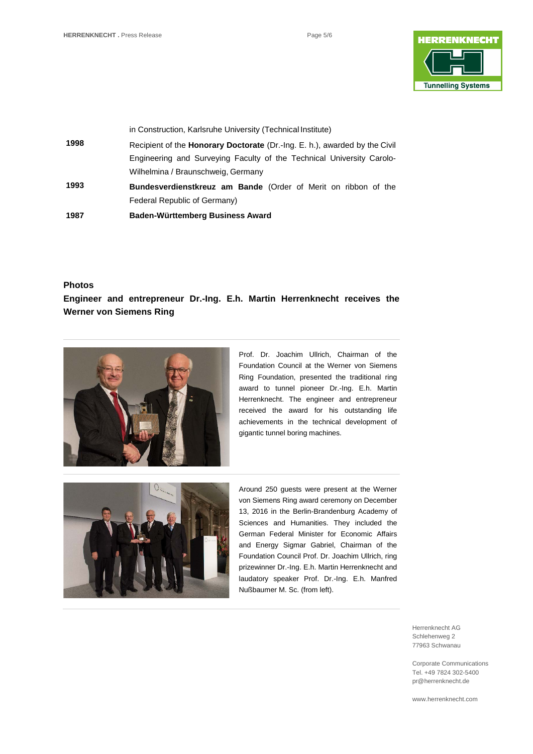| | |
|---|---|
| | in Construction, Karlsruhe University (Technical Institute) |
| **1998** | Recipient of the **Honorary Doctorate** (Dr.-Ing. E. h.), awarded by the Civil Engineering and Surveying Faculty of the Technical University Carolo-Wilhelmina / Braunschweig, Germany |
| **1993** | **Bundesverdienstkreuz am Bande** (Order of Merit on ribbon of the Federal Republic of Germany) |
| **1987** | **Baden-Württemberg Business Award** |

**Photos**

**Engineer and entrepreneur Dr.-Ing. E.h. Martin Herrenknecht receives the Werner von Siemens Ring**

Prof. Dr. Joachim Ullrich, Chairman of the Foundation Council at the Werner von Siemens Ring Foundation, presented the traditional ring award to tunnel pioneer Dr.-Ing. E.h. Martin Herrenknecht. The engineer and entrepreneur received the award for his outstanding life achievements in the technical development of gigantic tunnel boring machines.

Around 250 guests were present at the Werner von Siemens Ring award ceremony on December 13, 2016 in the Berlin-Brandenburg Academy of Sciences and Humanities. They included the German Federal Minister for Economic Affairs and Energy Sigmar Gabriel, Chairman of the Foundation Council Prof. Dr. Joachim Ullrich, ring prizewinner Dr.-Ing. E.h. Martin Herrenknecht and laudatory speaker Prof. Dr.-Ing. E.h. Manfred Nußbaumer M. Sc. (from left).

Herrenknecht AG
Schlehenweg 2
77963 Schwanau

Corporate Communications
Tel. +49 7824 302-5400
pr@herrenknecht.de

www.herrenknecht.com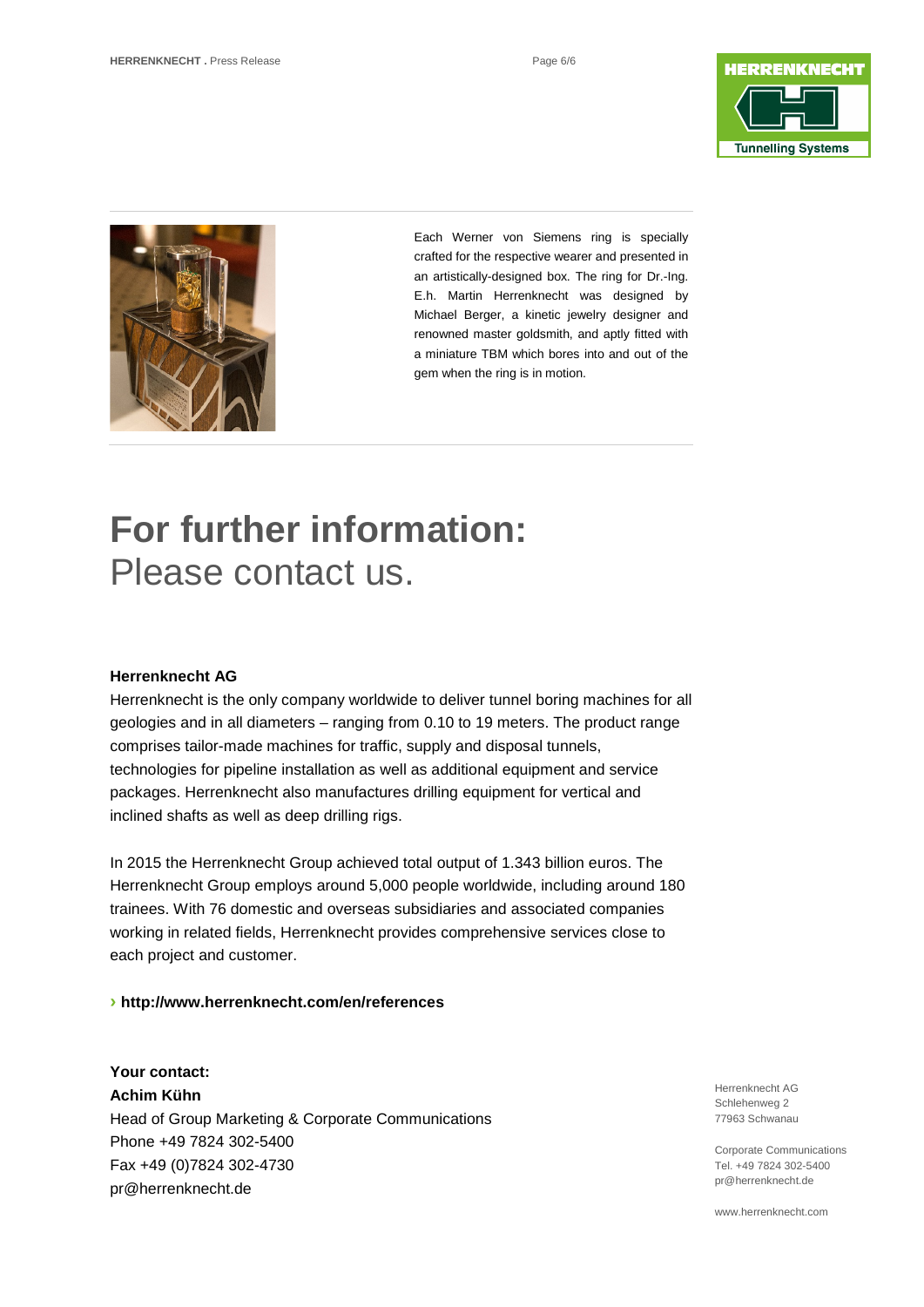Each Werner von Siemens ring is specially crafted for the respective wearer and presented in an artistically-designed box. The ring for Dr.-Ing. E.h. Martin Herrenknecht was designed by Michael Berger, a kinetic jewelry designer and renowned master goldsmith, and aptly fitted with a miniature TBM which bores into and out of the gem when the ring is in motion.

# **For further information:** Please contact us.

**Herrenknecht AG**

Herrenknecht is the only company worldwide to deliver tunnel boring machines for all geologies and in all diameters – ranging from 0.10 to 19 meters. The product range comprises tailor-made machines for traffic, supply and disposal tunnels, technologies for pipeline installation as well as additional equipment and service packages. Herrenknecht also manufactures drilling equipment for vertical and inclined shafts as well as deep drilling rigs.

In 2015 the Herrenknecht Group achieved total output of 1.343 billion euros. The Herrenknecht Group employs around 5,000 people worldwide, including around 180 trainees. With 76 domestic and overseas subsidiaries and associated companies working in related fields, Herrenknecht provides comprehensive services close to each project and customer.

› **http://www.herrenknecht.com/en/references**

**Your contact:**
**Achim Kühn**
Head of Group Marketing & Corporate Communications
Phone +49 7824 302-5400
Fax +49 (0)7824 302-4730
pr@herrenknecht.de

Herrenknecht AG
Schlehenweg 2
77963 Schwanau

Corporate Communications
Tel. +49 7824 302-5400
pr@herrenknecht.de

www.herrenknecht.com